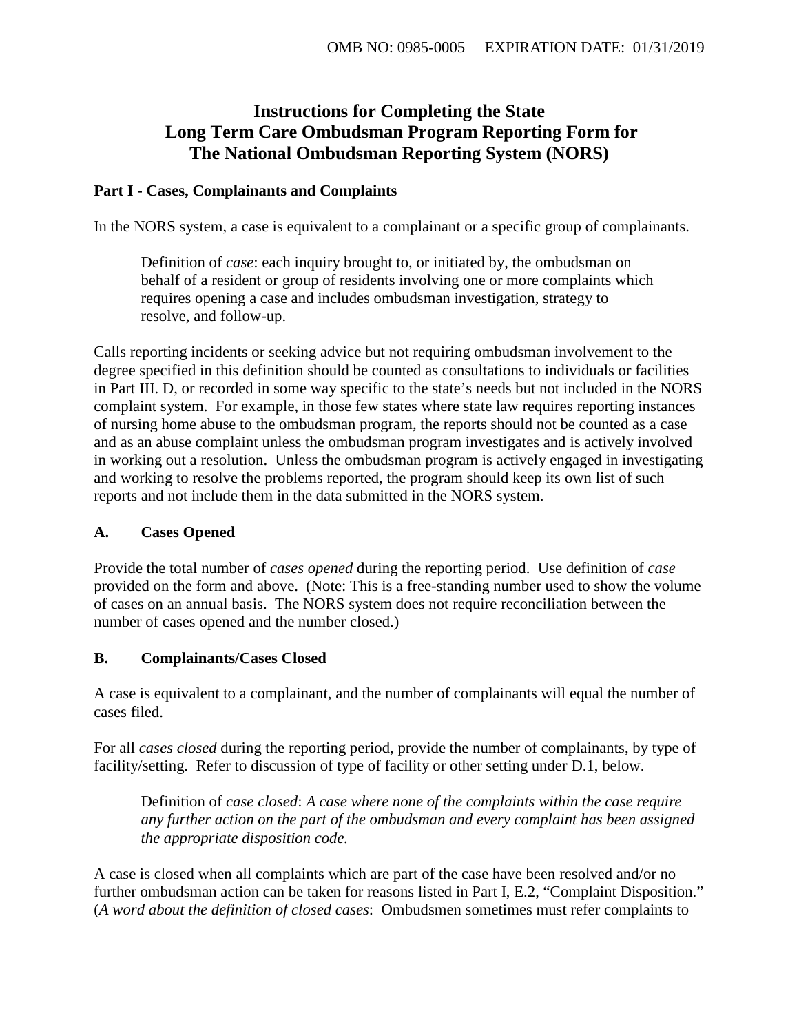OMB NO: 0985-0005 EXPIRATION DATE: 01/31/2019

# Instructions for Completing the State Long Term Care Ombudsman Program Reporting Form for The National Ombudsman Reporting System (NORS)

## Part I - Cases, Complainants and Complaints

In the NORS system, a case is equivalent to a complainant or a specific group of complainants.

> Definition of *case*: each inquiry brought to, or initiated by, the ombudsman on behalf of a resident or group of residents involving one or more complaints which requires opening a case and includes ombudsman investigation, strategy to resolve, and follow-up.

Calls reporting incidents or seeking advice but not requiring ombudsman involvement to the degree specified in this definition should be counted as consultations to individuals or facilities in Part III. D, or recorded in some way specific to the state's needs but not included in the NORS complaint system. For example, in those few states where state law requires reporting instances of nursing home abuse to the ombudsman program, the reports should not be counted as a case and as an abuse complaint unless the ombudsman program investigates and is actively involved in working out a resolution. Unless the ombudsman program is actively engaged in investigating and working to resolve the problems reported, the program should keep its own list of such reports and not include them in the data submitted in the NORS system.

### A. Cases Opened

Provide the total number of *cases opened* during the reporting period. Use definition of *case* provided on the form and above. (Note: This is a free-standing number used to show the volume of cases on an annual basis. The NORS system does not require reconciliation between the number of cases opened and the number closed.)

### B. Complainants/Cases Closed

A case is equivalent to a complainant, and the number of complainants will equal the number of cases filed.

For all *cases closed* during the reporting period, provide the number of complainants, by type of facility/setting. Refer to discussion of type of facility or other setting under D.1, below.

> Definition of *case closed*: *A case where none of the complaints within the case require any further action on the part of the ombudsman and every complaint has been assigned the appropriate disposition code.*

A case is closed when all complaints which are part of the case have been resolved and/or no further ombudsman action can be taken for reasons listed in Part I, E.2, "Complaint Disposition." (*A word about the definition of closed cases*: Ombudsmen sometimes must refer complaints to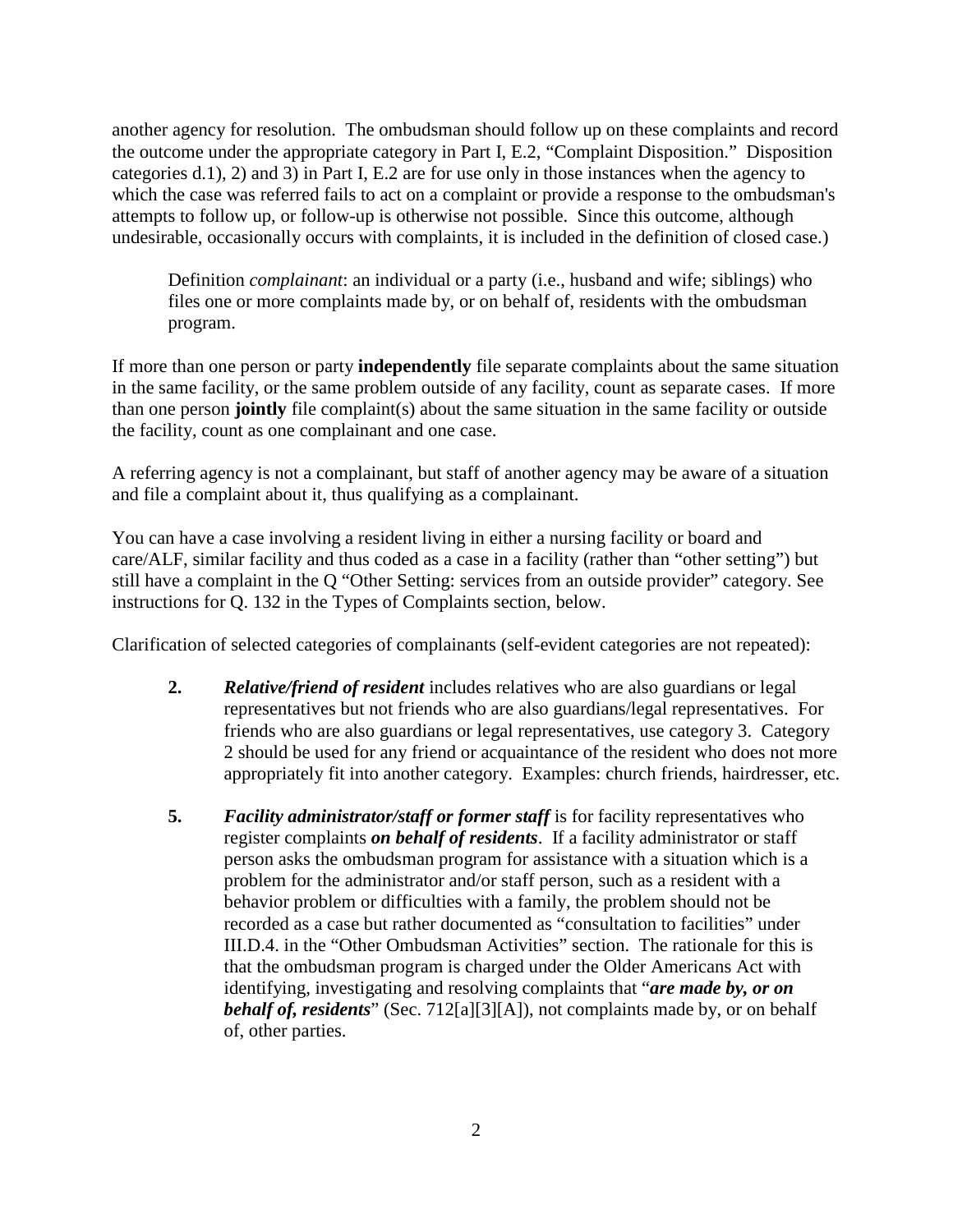another agency for resolution. The ombudsman should follow up on these complaints and record the outcome under the appropriate category in Part I, E.2, "Complaint Disposition." Disposition categories d.1), 2) and 3) in Part I, E.2 are for use only in those instances when the agency to which the case was referred fails to act on a complaint or provide a response to the ombudsman's attempts to follow up, or follow-up is otherwise not possible. Since this outcome, although undesirable, occasionally occurs with complaints, it is included in the definition of closed case.)

> Definition *complainant*: an individual or a party (i.e., husband and wife; siblings) who files one or more complaints made by, or on behalf of, residents with the ombudsman program.

If more than one person or party **independently** file separate complaints about the same situation in the same facility, or the same problem outside of any facility, count as separate cases. If more than one person **jointly** file complaint(s) about the same situation in the same facility or outside the facility, count as one complainant and one case.

A referring agency is not a complainant, but staff of another agency may be aware of a situation and file a complaint about it, thus qualifying as a complainant.

You can have a case involving a resident living in either a nursing facility or board and care/ALF, similar facility and thus coded as a case in a facility (rather than "other setting") but still have a complaint in the Q "Other Setting: services from an outside provider" category. See instructions for Q. 132 in the Types of Complaints section, below.

Clarification of selected categories of complainants (self-evident categories are not repeated):

**2.** ***Relative/friend of resident*** includes relatives who are also guardians or legal representatives but not friends who are also guardians/legal representatives. For friends who are also guardians or legal representatives, use category 3. Category 2 should be used for any friend or acquaintance of the resident who does not more appropriately fit into another category. Examples: church friends, hairdresser, etc.

**5.** ***Facility administrator/staff or former staff*** is for facility representatives who register complaints ***on behalf of residents***. If a facility administrator or staff person asks the ombudsman program for assistance with a situation which is a problem for the administrator and/or staff person, such as a resident with a behavior problem or difficulties with a family, the problem should not be recorded as a case but rather documented as "consultation to facilities" under III.D.4. in the "Other Ombudsman Activities" section. The rationale for this is that the ombudsman program is charged under the Older Americans Act with identifying, investigating and resolving complaints that "***are made by, or on behalf of, residents***" (Sec. 712[a][3][A]), not complaints made by, or on behalf of, other parties.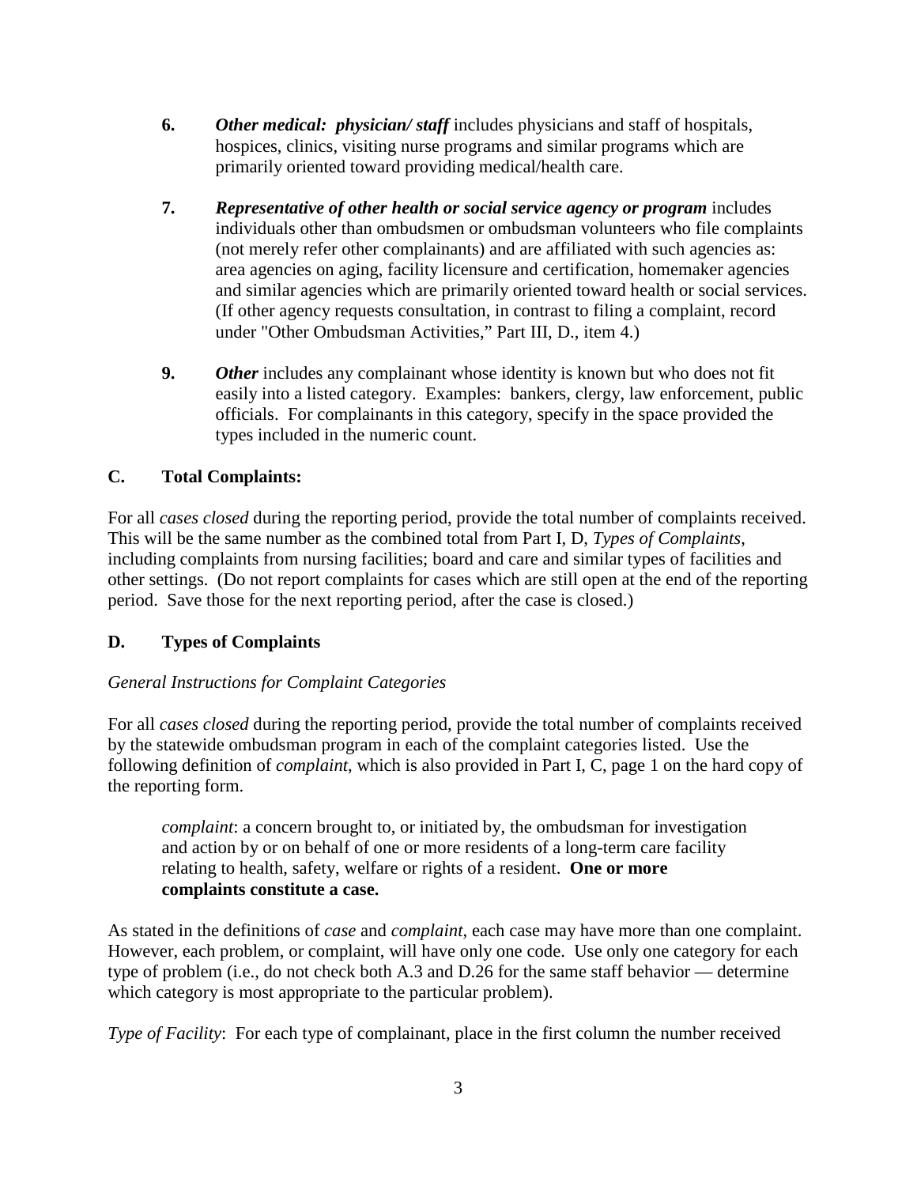6. ***Other medical: physician/ staff*** includes physicians and staff of hospitals, hospices, clinics, visiting nurse programs and similar programs which are primarily oriented toward providing medical/health care.

7. ***Representative of other health or social service agency or program*** includes individuals other than ombudsmen or ombudsman volunteers who file complaints (not merely refer other complainants) and are affiliated with such agencies as: area agencies on aging, facility licensure and certification, homemaker agencies and similar agencies which are primarily oriented toward health or social services. (If other agency requests consultation, in contrast to filing a complaint, record under "Other Ombudsman Activities," Part III, D., item 4.)

9. ***Other*** includes any complainant whose identity is known but who does not fit easily into a listed category. Examples: bankers, clergy, law enforcement, public officials. For complainants in this category, specify in the space provided the types included in the numeric count.

## C. Total Complaints:

For all *cases closed* during the reporting period, provide the total number of complaints received. This will be the same number as the combined total from Part I, D, *Types of Complaints*, including complaints from nursing facilities; board and care and similar types of facilities and other settings. (Do not report complaints for cases which are still open at the end of the reporting period. Save those for the next reporting period, after the case is closed.)

## D. Types of Complaints

*General Instructions for Complaint Categories*

For all *cases closed* during the reporting period, provide the total number of complaints received by the statewide ombudsman program in each of the complaint categories listed. Use the following definition of *complaint*, which is also provided in Part I, C, page 1 on the hard copy of the reporting form.

> *complaint*: a concern brought to, or initiated by, the ombudsman for investigation and action by or on behalf of one or more residents of a long-term care facility relating to health, safety, welfare or rights of a resident. **One or more complaints constitute a case.**

As stated in the definitions of *case* and *complaint*, each case may have more than one complaint. However, each problem, or complaint, will have only one code. Use only one category for each type of problem (i.e., do not check both A.3 and D.26 for the same staff behavior — determine which category is most appropriate to the particular problem).

*Type of Facility*: For each type of complainant, place in the first column the number received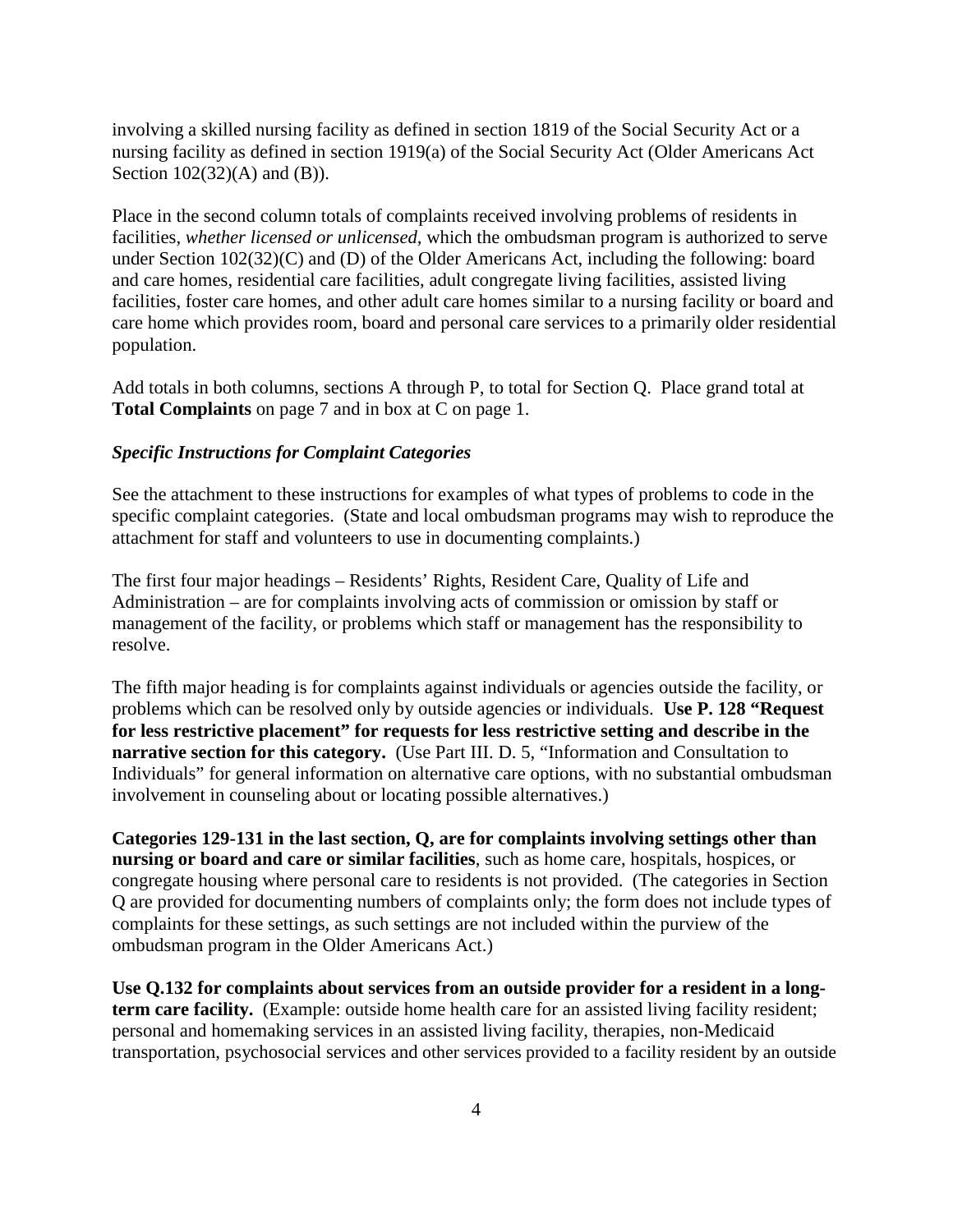involving a skilled nursing facility as defined in section 1819 of the Social Security Act or a nursing facility as defined in section 1919(a) of the Social Security Act (Older Americans Act Section 102(32)(A) and (B)).

Place in the second column totals of complaints received involving problems of residents in facilities, *whether licensed or unlicensed,* which the ombudsman program is authorized to serve under Section 102(32)(C) and (D) of the Older Americans Act, including the following: board and care homes, residential care facilities, adult congregate living facilities, assisted living facilities, foster care homes, and other adult care homes similar to a nursing facility or board and care home which provides room, board and personal care services to a primarily older residential population.

Add totals in both columns, sections A through P, to total for Section Q. Place grand total at **Total Complaints** on page 7 and in box at C on page 1.

### *Specific Instructions for Complaint Categories*

See the attachment to these instructions for examples of what types of problems to code in the specific complaint categories. (State and local ombudsman programs may wish to reproduce the attachment for staff and volunteers to use in documenting complaints.)

The first four major headings – Residents' Rights, Resident Care, Quality of Life and Administration – are for complaints involving acts of commission or omission by staff or management of the facility, or problems which staff or management has the responsibility to resolve.

The fifth major heading is for complaints against individuals or agencies outside the facility, or problems which can be resolved only by outside agencies or individuals. **Use P. 128 "Request for less restrictive placement" for requests for less restrictive setting and describe in the narrative section for this category.** (Use Part III. D. 5, "Information and Consultation to Individuals" for general information on alternative care options, with no substantial ombudsman involvement in counseling about or locating possible alternatives.)

**Categories 129-131 in the last section, Q, are for complaints involving settings other than nursing or board and care or similar facilities**, such as home care, hospitals, hospices, or congregate housing where personal care to residents is not provided. (The categories in Section Q are provided for documenting numbers of complaints only; the form does not include types of complaints for these settings, as such settings are not included within the purview of the ombudsman program in the Older Americans Act.)

**Use Q.132 for complaints about services from an outside provider for a resident in a long-term care facility.** (Example: outside home health care for an assisted living facility resident; personal and homemaking services in an assisted living facility, therapies, non-Medicaid transportation, psychosocial services and other services provided to a facility resident by an outside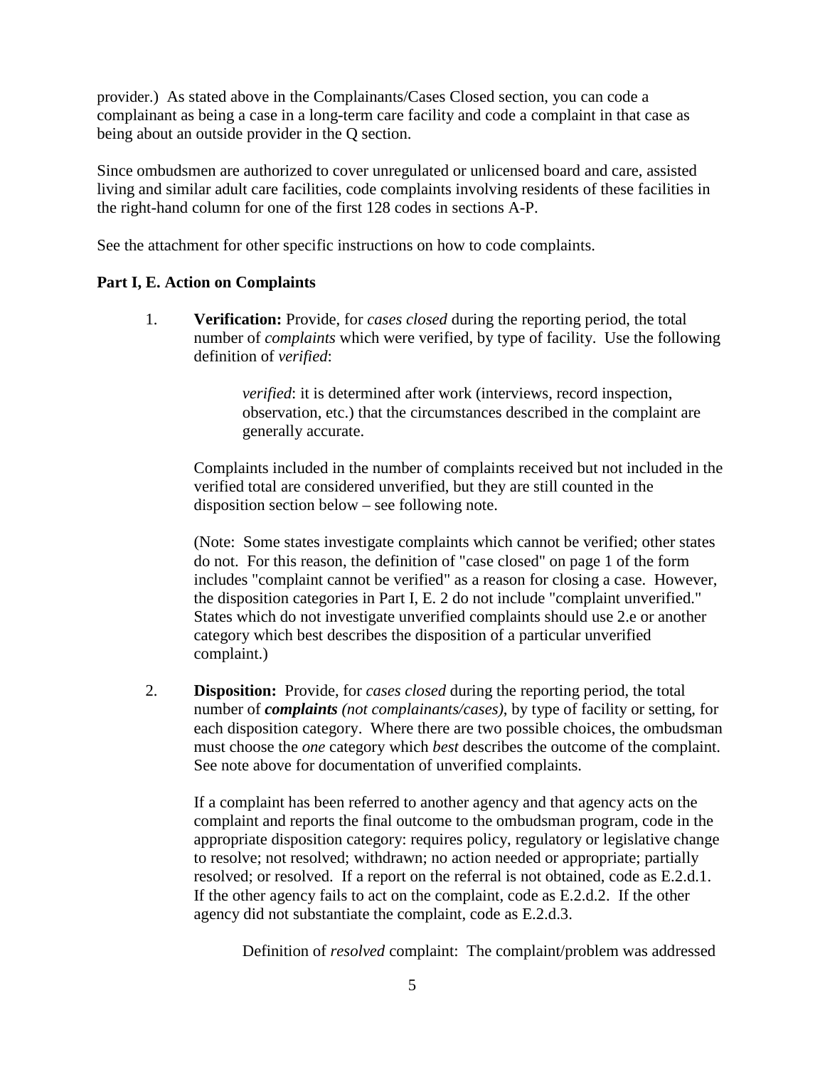provider.) As stated above in the Complainants/Cases Closed section, you can code a complainant as being a case in a long-term care facility and code a complaint in that case as being about an outside provider in the Q section.

Since ombudsmen are authorized to cover unregulated or unlicensed board and care, assisted living and similar adult care facilities, code complaints involving residents of these facilities in the right-hand column for one of the first 128 codes in sections A-P.

See the attachment for other specific instructions on how to code complaints.

**Part I, E. Action on Complaints**

1. **Verification:** Provide, for *cases closed* during the reporting period, the total number of *complaints* which were verified, by type of facility. Use the following definition of *verified*:

   > *verified*: it is determined after work (interviews, record inspection, observation, etc.) that the circumstances described in the complaint are generally accurate.

   Complaints included in the number of complaints received but not included in the verified total are considered unverified, but they are still counted in the disposition section below – see following note.

   (Note: Some states investigate complaints which cannot be verified; other states do not. For this reason, the definition of "case closed" on page 1 of the form includes "complaint cannot be verified" as a reason for closing a case. However, the disposition categories in Part I, E. 2 do not include "complaint unverified." States which do not investigate unverified complaints should use 2.e or another category which best describes the disposition of a particular unverified complaint.)

2. **Disposition:** Provide, for *cases closed* during the reporting period, the total number of ***complaints*** *(not complainants/cases)*, by type of facility or setting, for each disposition category. Where there are two possible choices, the ombudsman must choose the *one* category which *best* describes the outcome of the complaint. See note above for documentation of unverified complaints.

   If a complaint has been referred to another agency and that agency acts on the complaint and reports the final outcome to the ombudsman program, code in the appropriate disposition category: requires policy, regulatory or legislative change to resolve; not resolved; withdrawn; no action needed or appropriate; partially resolved; or resolved. If a report on the referral is not obtained, code as E.2.d.1. If the other agency fails to act on the complaint, code as E.2.d.2. If the other agency did not substantiate the complaint, code as E.2.d.3.

   > Definition of *resolved* complaint: The complaint/problem was addressed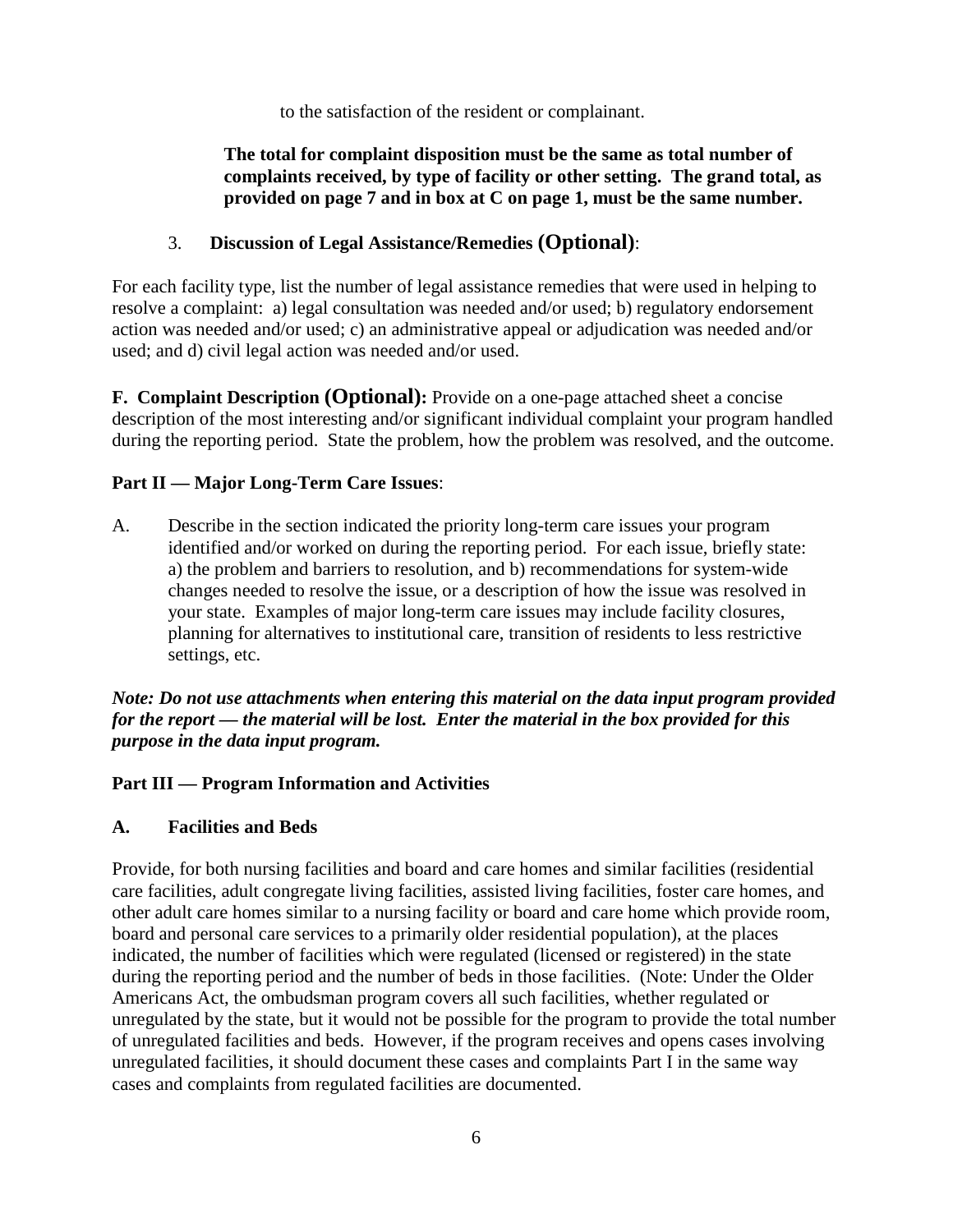to the satisfaction of the resident or complainant.

**The total for complaint disposition must be the same as total number of complaints received, by type of facility or other setting. The grand total, as provided on page 7 and in box at C on page 1, must be the same number.**

3. **Discussion of Legal Assistance/Remedies (Optional)**:

For each facility type, list the number of legal assistance remedies that were used in helping to resolve a complaint: a) legal consultation was needed and/or used; b) regulatory endorsement action was needed and/or used; c) an administrative appeal or adjudication was needed and/or used; and d) civil legal action was needed and/or used.

**F. Complaint Description (Optional):** Provide on a one-page attached sheet a concise description of the most interesting and/or significant individual complaint your program handled during the reporting period. State the problem, how the problem was resolved, and the outcome.

**Part II — Major Long-Term Care Issues**:

A. Describe in the section indicated the priority long-term care issues your program identified and/or worked on during the reporting period. For each issue, briefly state: a) the problem and barriers to resolution, and b) recommendations for system-wide changes needed to resolve the issue, or a description of how the issue was resolved in your state. Examples of major long-term care issues may include facility closures, planning for alternatives to institutional care, transition of residents to less restrictive settings, etc.

***Note: Do not use attachments when entering this material on the data input program provided for the report — the material will be lost. Enter the material in the box provided for this purpose in the data input program.***

**Part III — Program Information and Activities**

**A. Facilities and Beds**

Provide, for both nursing facilities and board and care homes and similar facilities (residential care facilities, adult congregate living facilities, assisted living facilities, foster care homes, and other adult care homes similar to a nursing facility or board and care home which provide room, board and personal care services to a primarily older residential population), at the places indicated, the number of facilities which were regulated (licensed or registered) in the state during the reporting period and the number of beds in those facilities. (Note: Under the Older Americans Act, the ombudsman program covers all such facilities, whether regulated or unregulated by the state, but it would not be possible for the program to provide the total number of unregulated facilities and beds. However, if the program receives and opens cases involving unregulated facilities, it should document these cases and complaints Part I in the same way cases and complaints from regulated facilities are documented.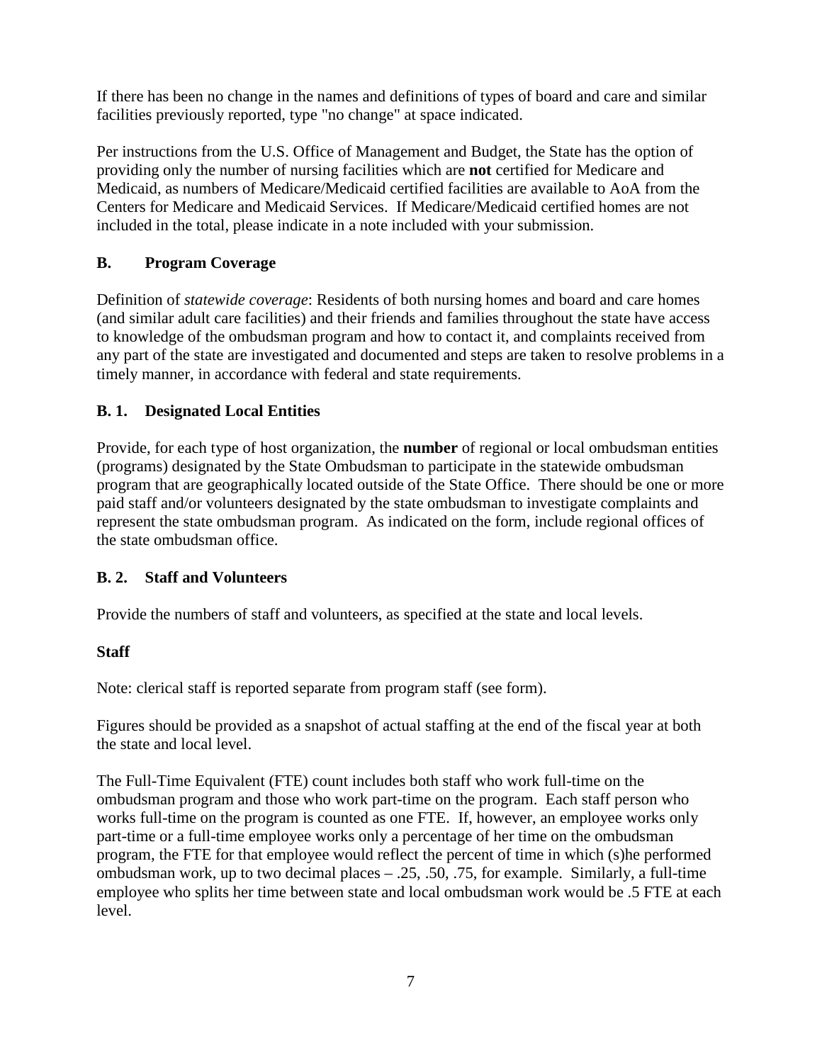If there has been no change in the names and definitions of types of board and care and similar facilities previously reported, type "no change" at space indicated.

Per instructions from the U.S. Office of Management and Budget, the State has the option of providing only the number of nursing facilities which are **not** certified for Medicare and Medicaid, as numbers of Medicare/Medicaid certified facilities are available to AoA from the Centers for Medicare and Medicaid Services. If Medicare/Medicaid certified homes are not included in the total, please indicate in a note included with your submission.

## B. Program Coverage

Definition of *statewide coverage*: Residents of both nursing homes and board and care homes (and similar adult care facilities) and their friends and families throughout the state have access to knowledge of the ombudsman program and how to contact it, and complaints received from any part of the state are investigated and documented and steps are taken to resolve problems in a timely manner, in accordance with federal and state requirements.

### B. 1. Designated Local Entities

Provide, for each type of host organization, the **number** of regional or local ombudsman entities (programs) designated by the State Ombudsman to participate in the statewide ombudsman program that are geographically located outside of the State Office. There should be one or more paid staff and/or volunteers designated by the state ombudsman to investigate complaints and represent the state ombudsman program. As indicated on the form, include regional offices of the state ombudsman office.

### B. 2. Staff and Volunteers

Provide the numbers of staff and volunteers, as specified at the state and local levels.

**Staff**

Note: clerical staff is reported separate from program staff (see form).

Figures should be provided as a snapshot of actual staffing at the end of the fiscal year at both the state and local level.

The Full-Time Equivalent (FTE) count includes both staff who work full-time on the ombudsman program and those who work part-time on the program. Each staff person who works full-time on the program is counted as one FTE. If, however, an employee works only part-time or a full-time employee works only a percentage of her time on the ombudsman program, the FTE for that employee would reflect the percent of time in which (s)he performed ombudsman work, up to two decimal places – .25, .50, .75, for example. Similarly, a full-time employee who splits her time between state and local ombudsman work would be .5 FTE at each level.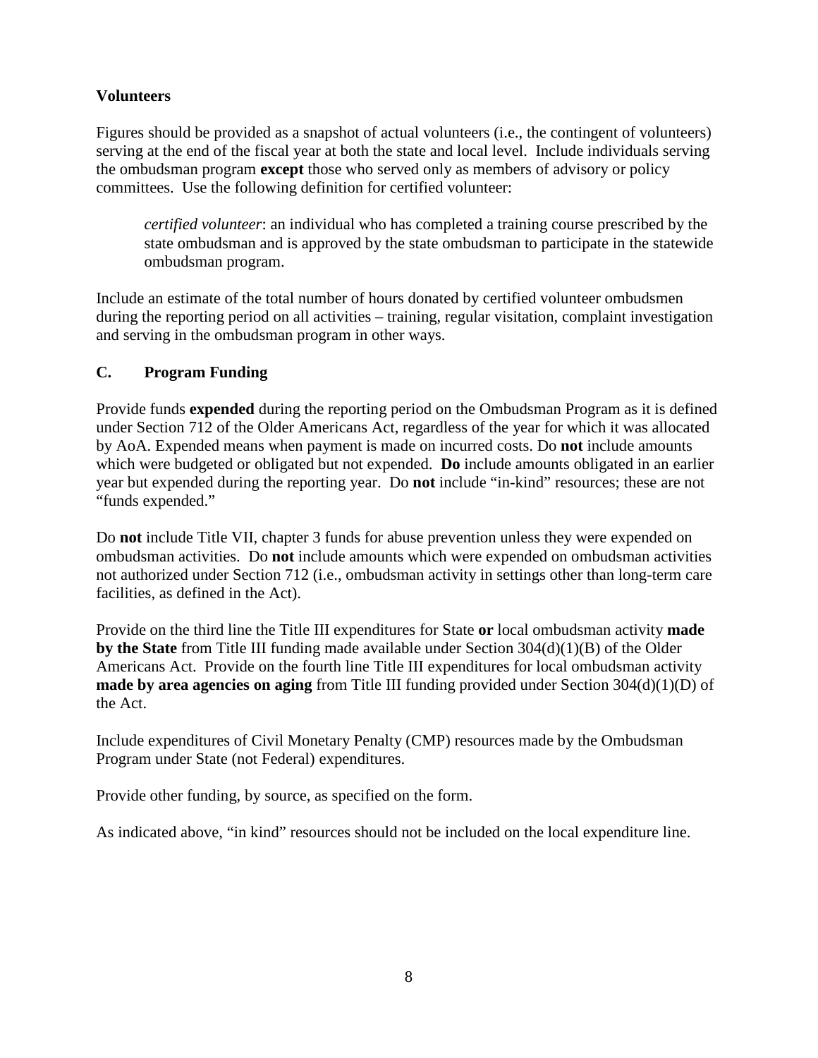**Volunteers**

Figures should be provided as a snapshot of actual volunteers (i.e., the contingent of volunteers) serving at the end of the fiscal year at both the state and local level. Include individuals serving the ombudsman program **except** those who served only as members of advisory or policy committees. Use the following definition for certified volunteer:

> *certified volunteer*: an individual who has completed a training course prescribed by the state ombudsman and is approved by the state ombudsman to participate in the statewide ombudsman program.

Include an estimate of the total number of hours donated by certified volunteer ombudsmen during the reporting period on all activities – training, regular visitation, complaint investigation and serving in the ombudsman program in other ways.

### C. Program Funding

Provide funds **expended** during the reporting period on the Ombudsman Program as it is defined under Section 712 of the Older Americans Act, regardless of the year for which it was allocated by AoA. Expended means when payment is made on incurred costs. Do **not** include amounts which were budgeted or obligated but not expended. **Do** include amounts obligated in an earlier year but expended during the reporting year. Do **not** include "in-kind" resources; these are not "funds expended."

Do **not** include Title VII, chapter 3 funds for abuse prevention unless they were expended on ombudsman activities. Do **not** include amounts which were expended on ombudsman activities not authorized under Section 712 (i.e., ombudsman activity in settings other than long-term care facilities, as defined in the Act).

Provide on the third line the Title III expenditures for State **or** local ombudsman activity **made by the State** from Title III funding made available under Section 304(d)(1)(B) of the Older Americans Act. Provide on the fourth line Title III expenditures for local ombudsman activity **made by area agencies on aging** from Title III funding provided under Section 304(d)(1)(D) of the Act.

Include expenditures of Civil Monetary Penalty (CMP) resources made by the Ombudsman Program under State (not Federal) expenditures.

Provide other funding, by source, as specified on the form.

As indicated above, "in kind" resources should not be included on the local expenditure line.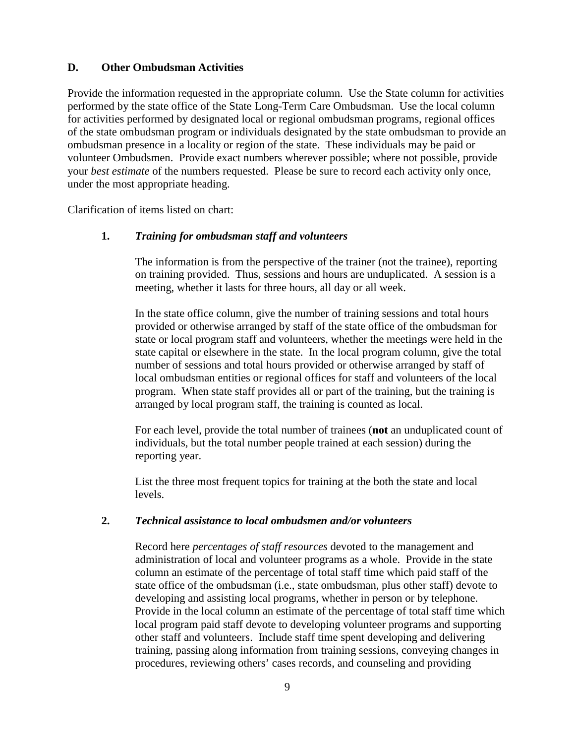## D. Other Ombudsman Activities

Provide the information requested in the appropriate column. Use the State column for activities performed by the state office of the State Long-Term Care Ombudsman. Use the local column for activities performed by designated local or regional ombudsman programs, regional offices of the state ombudsman program or individuals designated by the state ombudsman to provide an ombudsman presence in a locality or region of the state. These individuals may be paid or volunteer Ombudsmen. Provide exact numbers wherever possible; where not possible, provide your *best estimate* of the numbers requested. Please be sure to record each activity only once, under the most appropriate heading.

Clarification of items listed on chart:

### 1. *Training for ombudsman staff and volunteers*

The information is from the perspective of the trainer (not the trainee), reporting on training provided. Thus, sessions and hours are unduplicated. A session is a meeting, whether it lasts for three hours, all day or all week.

In the state office column, give the number of training sessions and total hours provided or otherwise arranged by staff of the state office of the ombudsman for state or local program staff and volunteers, whether the meetings were held in the state capital or elsewhere in the state. In the local program column, give the total number of sessions and total hours provided or otherwise arranged by staff of local ombudsman entities or regional offices for staff and volunteers of the local program. When state staff provides all or part of the training, but the training is arranged by local program staff, the training is counted as local.

For each level, provide the total number of trainees (**not** an unduplicated count of individuals, but the total number people trained at each session) during the reporting year.

List the three most frequent topics for training at the both the state and local levels.

### 2. *Technical assistance to local ombudsmen and/or volunteers*

Record here *percentages of staff resources* devoted to the management and administration of local and volunteer programs as a whole. Provide in the state column an estimate of the percentage of total staff time which paid staff of the state office of the ombudsman (i.e., state ombudsman, plus other staff) devote to developing and assisting local programs, whether in person or by telephone. Provide in the local column an estimate of the percentage of total staff time which local program paid staff devote to developing volunteer programs and supporting other staff and volunteers. Include staff time spent developing and delivering training, passing along information from training sessions, conveying changes in procedures, reviewing others' cases records, and counseling and providing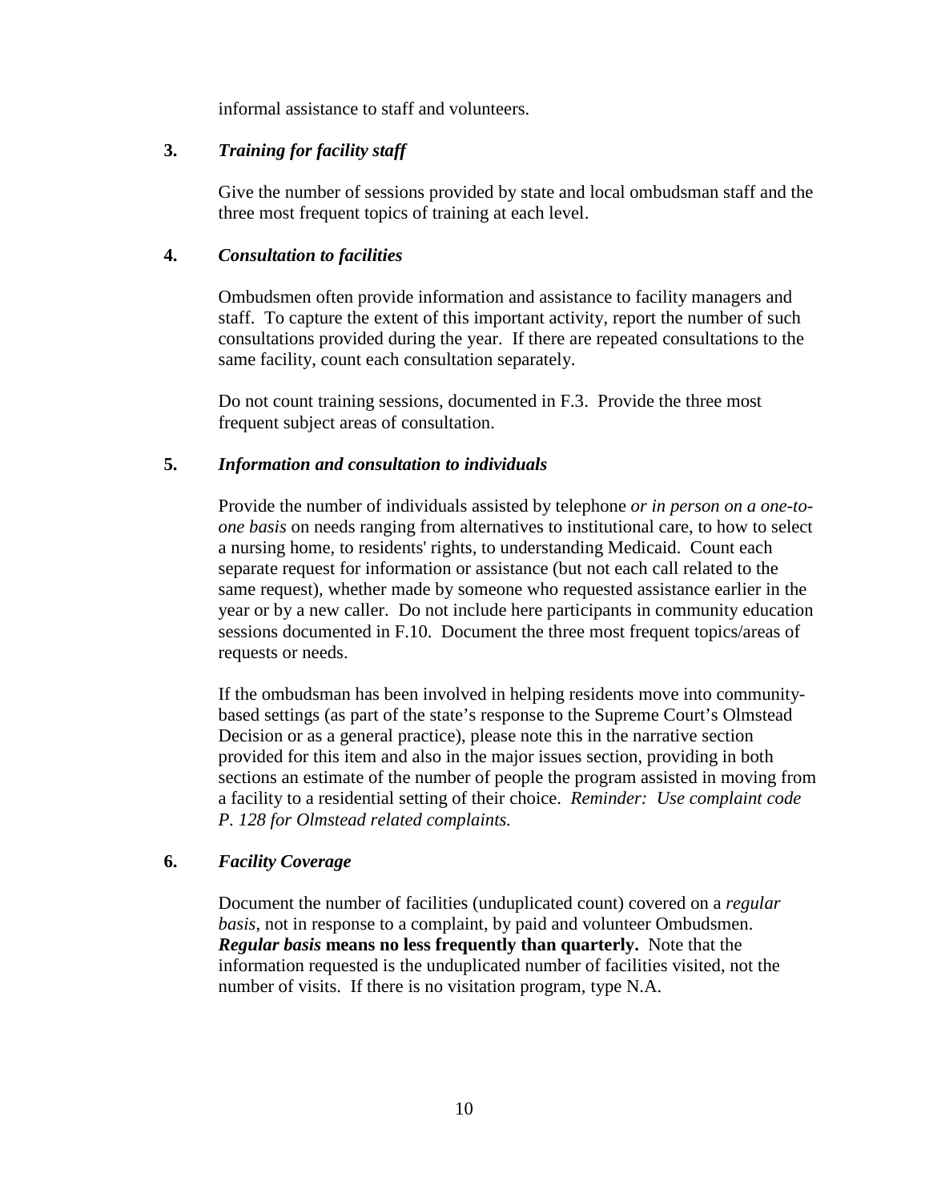informal assistance to staff and volunteers.

**3.** ***Training for facility staff***

Give the number of sessions provided by state and local ombudsman staff and the three most frequent topics of training at each level.

**4.** ***Consultation to facilities***

Ombudsmen often provide information and assistance to facility managers and staff. To capture the extent of this important activity, report the number of such consultations provided during the year. If there are repeated consultations to the same facility, count each consultation separately.

Do not count training sessions, documented in F.3. Provide the three most frequent subject areas of consultation.

**5.** ***Information and consultation to individuals***

Provide the number of individuals assisted by telephone *or in person on a one-to-one basis* on needs ranging from alternatives to institutional care, to how to select a nursing home, to residents' rights, to understanding Medicaid. Count each separate request for information or assistance (but not each call related to the same request), whether made by someone who requested assistance earlier in the year or by a new caller. Do not include here participants in community education sessions documented in F.10. Document the three most frequent topics/areas of requests or needs.

If the ombudsman has been involved in helping residents move into community-based settings (as part of the state's response to the Supreme Court's Olmstead Decision or as a general practice), please note this in the narrative section provided for this item and also in the major issues section, providing in both sections an estimate of the number of people the program assisted in moving from a facility to a residential setting of their choice. *Reminder: Use complaint code P. 128 for Olmstead related complaints.*

**6.** ***Facility Coverage***

Document the number of facilities (unduplicated count) covered on a *regular basis*, not in response to a complaint, by paid and volunteer Ombudsmen. ***Regular basis*** **means no less frequently than quarterly.** Note that the information requested is the unduplicated number of facilities visited, not the number of visits. If there is no visitation program, type N.A.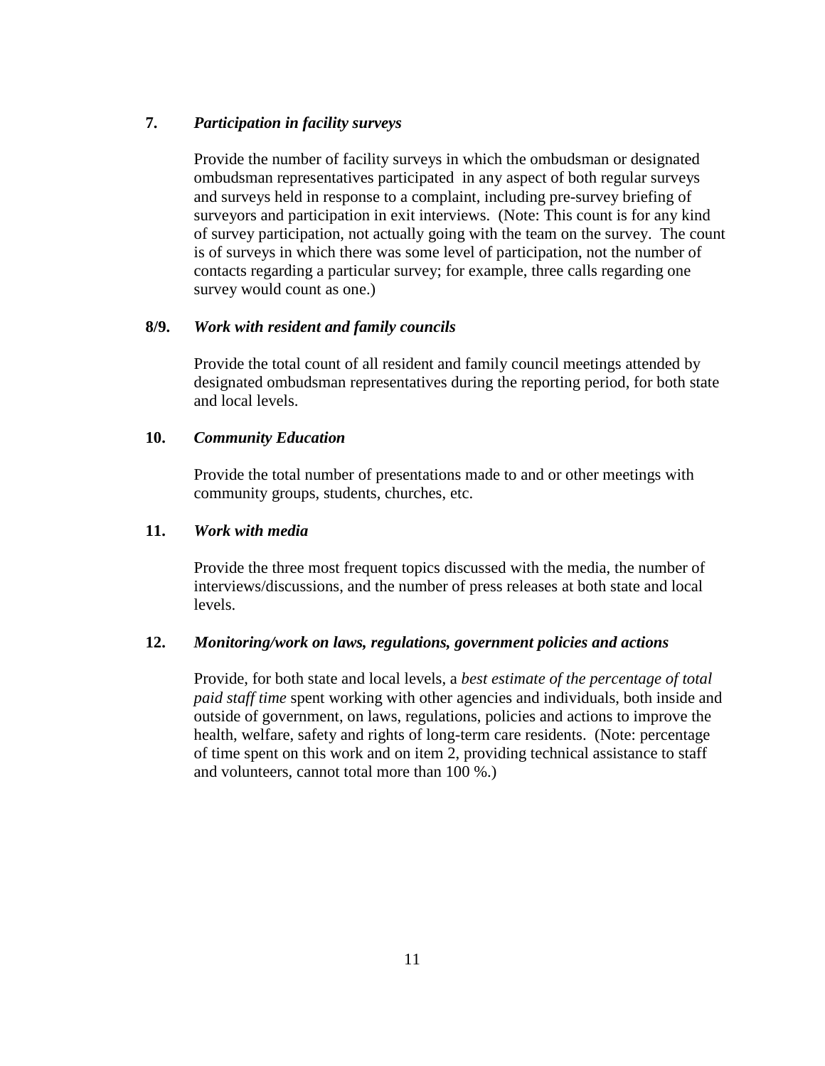**7.** ***Participation in facility surveys***

Provide the number of facility surveys in which the ombudsman or designated ombudsman representatives participated in any aspect of both regular surveys and surveys held in response to a complaint, including pre-survey briefing of surveyors and participation in exit interviews. (Note: This count is for any kind of survey participation, not actually going with the team on the survey. The count is of surveys in which there was some level of participation, not the number of contacts regarding a particular survey; for example, three calls regarding one survey would count as one.)

**8/9.** ***Work with resident and family councils***

Provide the total count of all resident and family council meetings attended by designated ombudsman representatives during the reporting period, for both state and local levels.

**10.** ***Community Education***

Provide the total number of presentations made to and or other meetings with community groups, students, churches, etc.

**11.** ***Work with media***

Provide the three most frequent topics discussed with the media, the number of interviews/discussions, and the number of press releases at both state and local levels.

**12.** ***Monitoring/work on laws, regulations, government policies and actions***

Provide, for both state and local levels, a *best estimate of the percentage of total paid staff time* spent working with other agencies and individuals, both inside and outside of government, on laws, regulations, policies and actions to improve the health, welfare, safety and rights of long-term care residents. (Note: percentage of time spent on this work and on item 2, providing technical assistance to staff and volunteers, cannot total more than 100 %.)